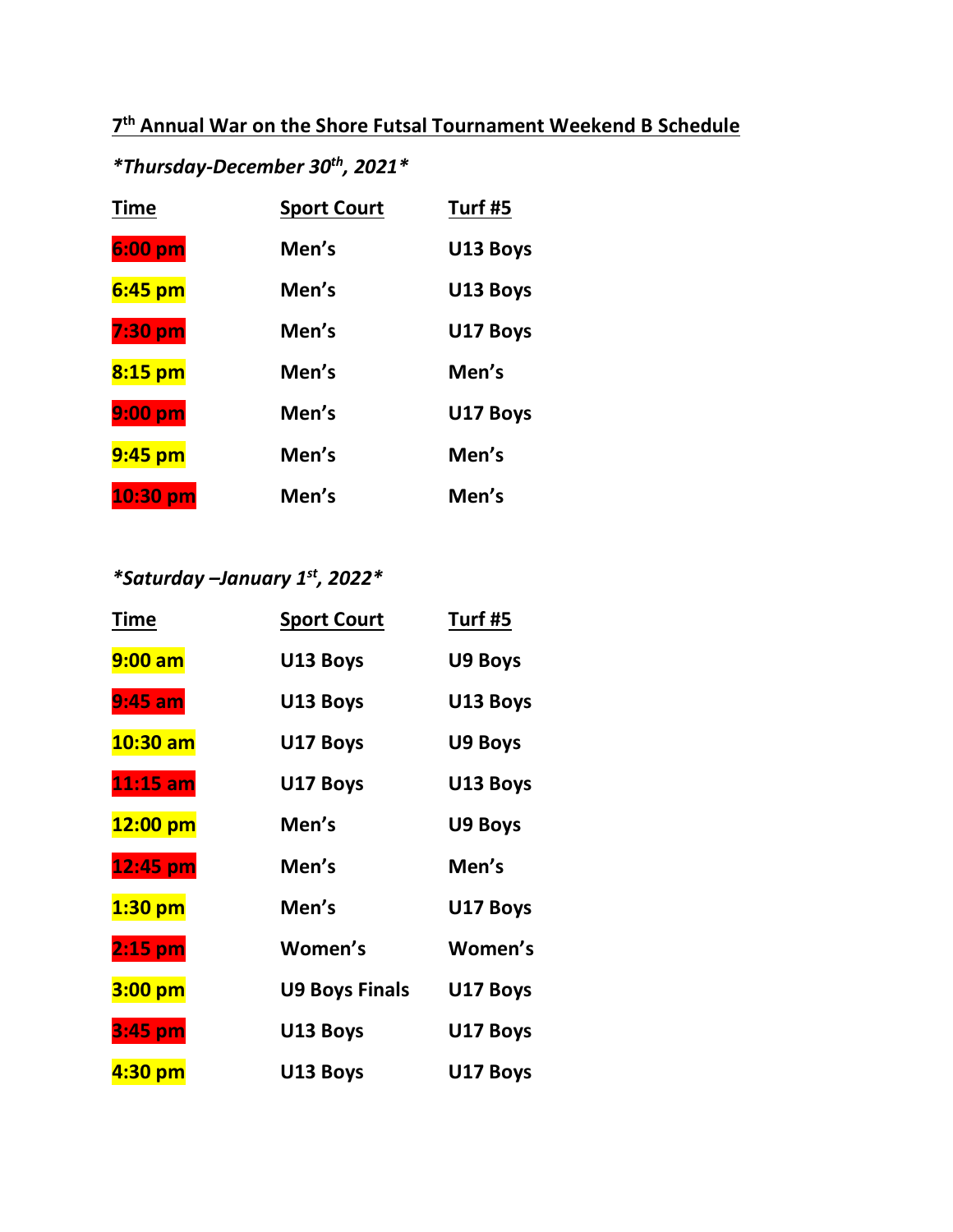**7th Annual War on the Shore Futsal Tournament Weekend B Schedule**

***Thursday-December 30th, 2021***

| Time | Sport Court | Turf #5 |
|---|---|---|
| 6:00 pm | Men's | U13 Boys |
| 6:45 pm | Men's | U13 Boys |
| 7:30 pm | Men's | U17 Boys |
| 8:15 pm | Men's | Men's |
| 9:00 pm | Men's | U17 Boys |
| 9:45 pm | Men's | Men's |
| 10:30 pm | Men's | Men's |

***Saturday –January 1st, 2022***

| Time | Sport Court | Turf #5 |
|---|---|---|
| 9:00 am | U13 Boys | U9 Boys |
| 9:45 am | U13 Boys | U13 Boys |
| 10:30 am | U17 Boys | U9 Boys |
| 11:15 am | U17 Boys | U13 Boys |
| 12:00 pm | Men's | U9 Boys |
| 12:45 pm | Men's | Men's |
| 1:30 pm | Men's | U17 Boys |
| 2:15 pm | Women's | Women's |
| 3:00 pm | U9 Boys Finals | U17 Boys |
| 3:45 pm | U13 Boys | U17 Boys |
| 4:30 pm | U13 Boys | U17 Boys |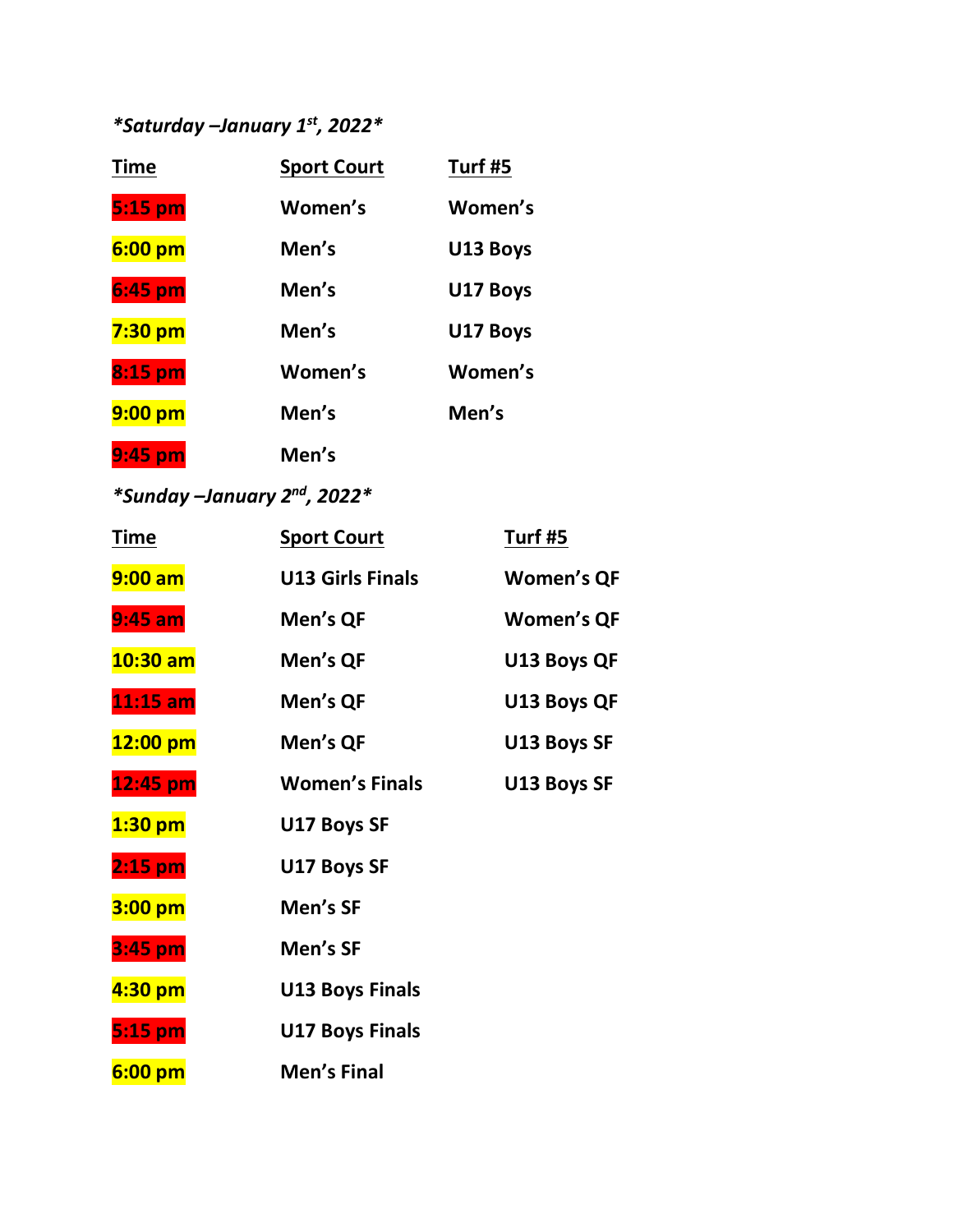*\*Saturday –January 1st, 2022\**

| Time | Sport Court | Turf #5 |
|---|---|---|
| **5:15 pm** | **Women's** | **Women's** |
| **6:00 pm** | **Men's** | **U13 Boys** |
| **6:45 pm** | **Men's** | **U17 Boys** |
| **7:30 pm** | **Men's** | **U17 Boys** |
| **8:15 pm** | **Women's** | **Women's** |
| **9:00 pm** | **Men's** | **Men's** |
| **9:45 pm** | **Men's** | |

*\*Sunday –January 2nd, 2022\**

| Time | Sport Court | Turf #5 |
|---|---|---|
| **9:00 am** | **U13 Girls Finals** | **Women's QF** |
| **9:45 am** | **Men's QF** | **Women's QF** |
| **10:30 am** | **Men's QF** | **U13 Boys QF** |
| **11:15 am** | **Men's QF** | **U13 Boys QF** |
| **12:00 pm** | **Men's QF** | **U13 Boys SF** |
| **12:45 pm** | **Women's Finals** | **U13 Boys SF** |
| **1:30 pm** | **U17 Boys SF** | |
| **2:15 pm** | **U17 Boys SF** | |
| **3:00 pm** | **Men's SF** | |
| **3:45 pm** | **Men's SF** | |
| **4:30 pm** | **U13 Boys Finals** | |
| **5:15 pm** | **U17 Boys Finals** | |
| **6:00 pm** | **Men's Final** | |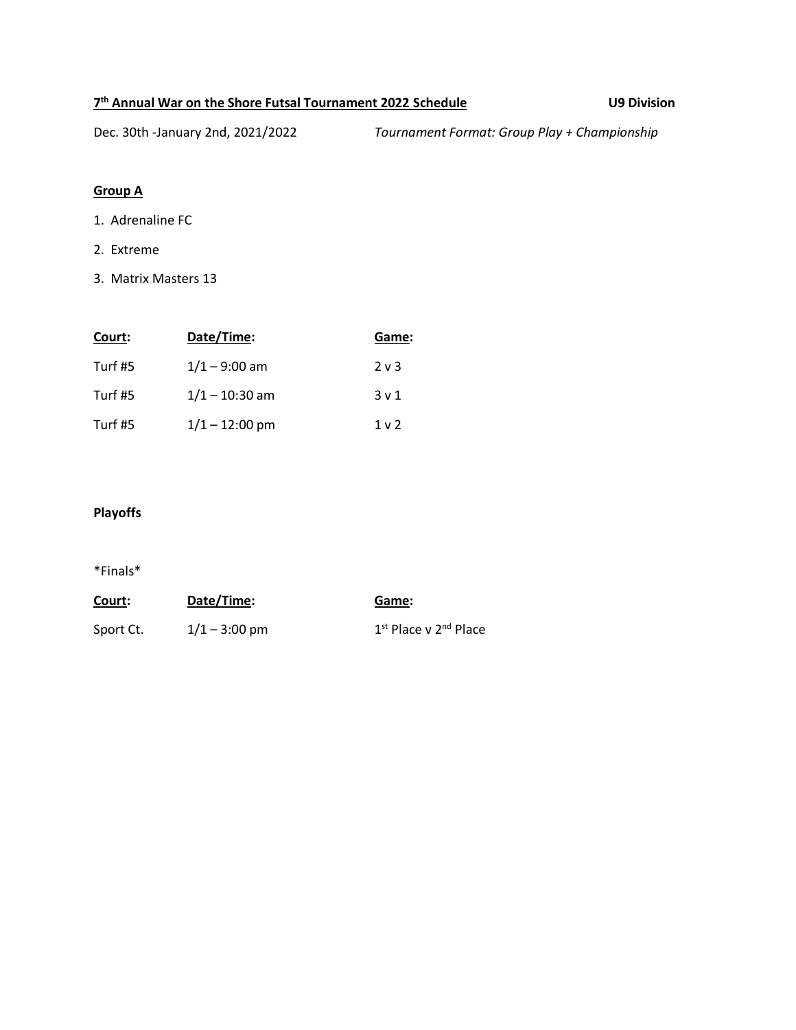**7th Annual War on the Shore Futsal Tournament 2022 Schedule** **U9 Division**

Dec. 30th -January 2nd, 2021/2022 *Tournament Format: Group Play + Championship*

**Group A**

1. Adrenaline FC
2. Extreme
3. Matrix Masters 13

| Court: | Date/Time: | Game: |
|---|---|---|
| Turf #5 | 1/1 – 9:00 am | 2 v 3 |
| Turf #5 | 1/1 – 10:30 am | 3 v 1 |
| Turf #5 | 1/1 – 12:00 pm | 1 v 2 |

**Playoffs**

*Finals*

| Court: | Date/Time: | Game: |
|---|---|---|
| Sport Ct. | 1/1 – 3:00 pm | 1st Place v 2nd Place |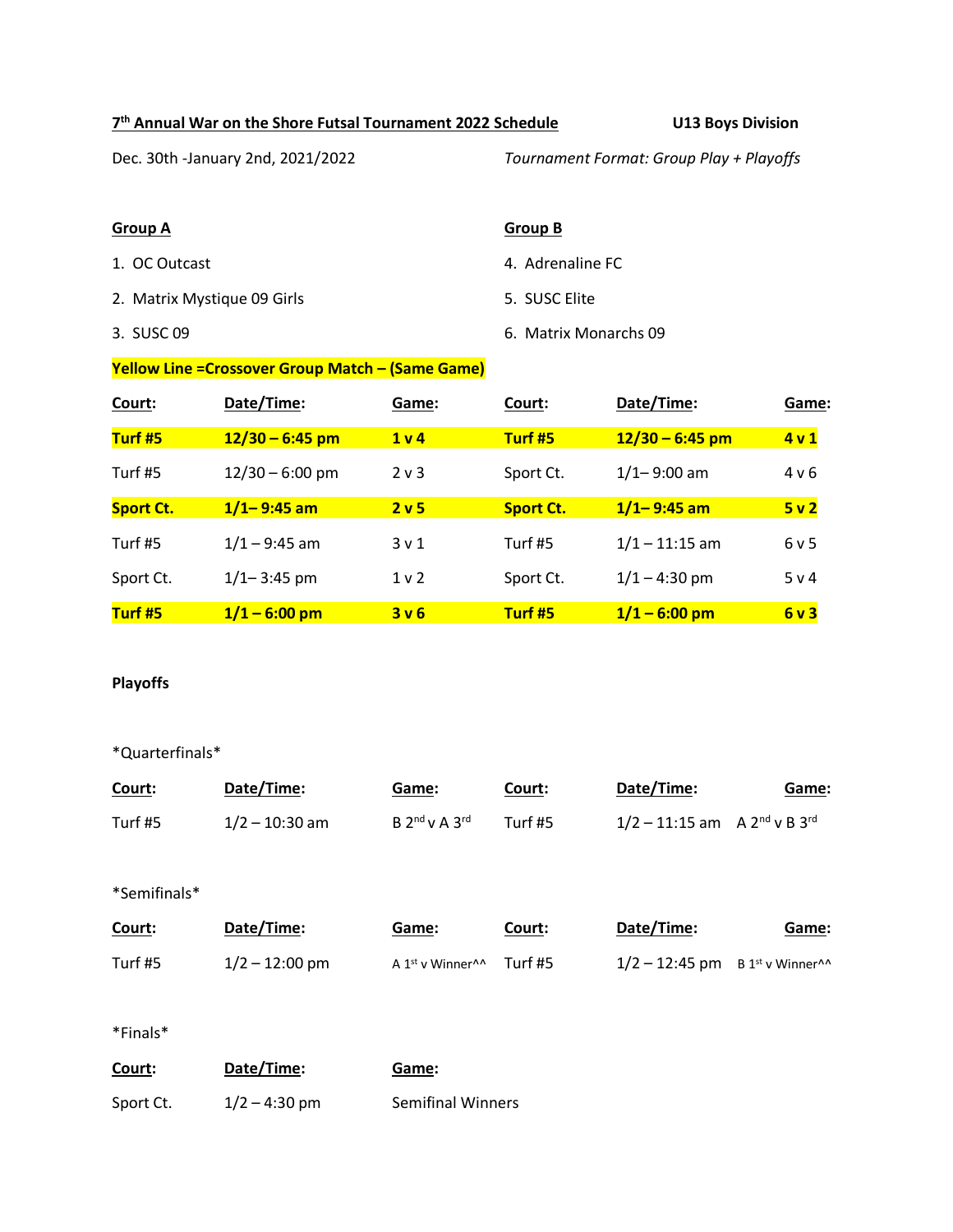**7th Annual War on the Shore Futsal Tournament 2022 Schedule** **U13 Boys Division**

Dec. 30th -January 2nd, 2021/2022 *Tournament Format: Group Play + Playoffs*

| **Group A** | **Group B** |
|---|---|
| 1. OC Outcast | 4. Adrenaline FC |
| 2. Matrix Mystique 09 Girls | 5. SUSC Elite |
| 3. SUSC 09 | 6. Matrix Monarchs 09 |

**Yellow Line =Crossover Group Match – (Same Game)**

| Court: | Date/Time: | Game: | Court: | Date/Time: | Game: |
|---|---|---|---|---|---|
| **Turf #5** | **12/30 – 6:45 pm** | **1 v 4** | **Turf #5** | **12/30 – 6:45 pm** | **4 v 1** |
| Turf #5 | 12/30 – 6:00 pm | 2 v 3 | Sport Ct. | 1/1– 9:00 am | 4 v 6 |
| **Sport Ct.** | **1/1– 9:45 am** | **2 v 5** | **Sport Ct.** | **1/1– 9:45 am** | **5 v 2** |
| Turf #5 | 1/1 – 9:45 am | 3 v 1 | Turf #5 | 1/1 – 11:15 am | 6 v 5 |
| Sport Ct. | 1/1– 3:45 pm | 1 v 2 | Sport Ct. | 1/1 – 4:30 pm | 5 v 4 |
| **Turf #5** | **1/1 – 6:00 pm** | **3 v 6** | **Turf #5** | **1/1 – 6:00 pm** | **6 v 3** |

**Playoffs**

*Quarterfinals*

| Court: | Date/Time: | Game: | Court: | Date/Time: | Game: |
|---|---|---|---|---|---|
| Turf #5 | 1/2 – 10:30 am | B 2nd v A 3rd | Turf #5 | 1/2 – 11:15 am | A 2nd v B 3rd |

*Semifinals*

| Court: | Date/Time: | Game: | Court: | Date/Time: | Game: |
|---|---|---|---|---|---|
| Turf #5 | 1/2 – 12:00 pm | A 1st v Winner^^ | Turf #5 | 1/2 – 12:45 pm | B 1st v Winner^^ |

*Finals*

| Court: | Date/Time: | Game: |
|---|---|---|
| Sport Ct. | 1/2 – 4:30 pm | Semifinal Winners |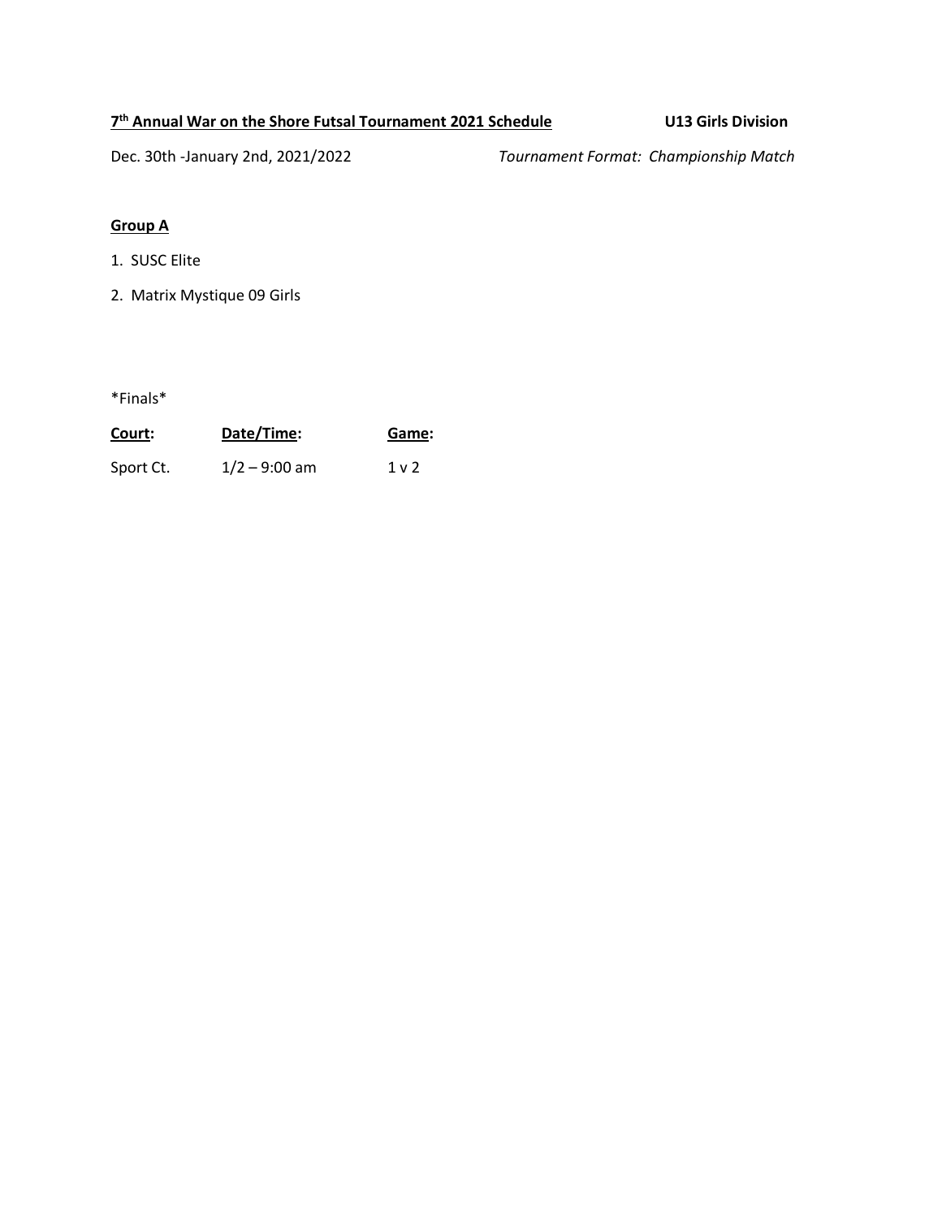**7th Annual War on the Shore Futsal Tournament 2021 Schedule** **U13 Girls Division**

Dec. 30th -January 2nd, 2021/2022 *Tournament Format: Championship Match*

**Group A**

1. SUSC Elite
2. Matrix Mystique 09 Girls

\*Finals\*

| Court: | Date/Time: | Game: |
|---|---|---|
| Sport Ct. | 1/2 – 9:00 am | 1 v 2 |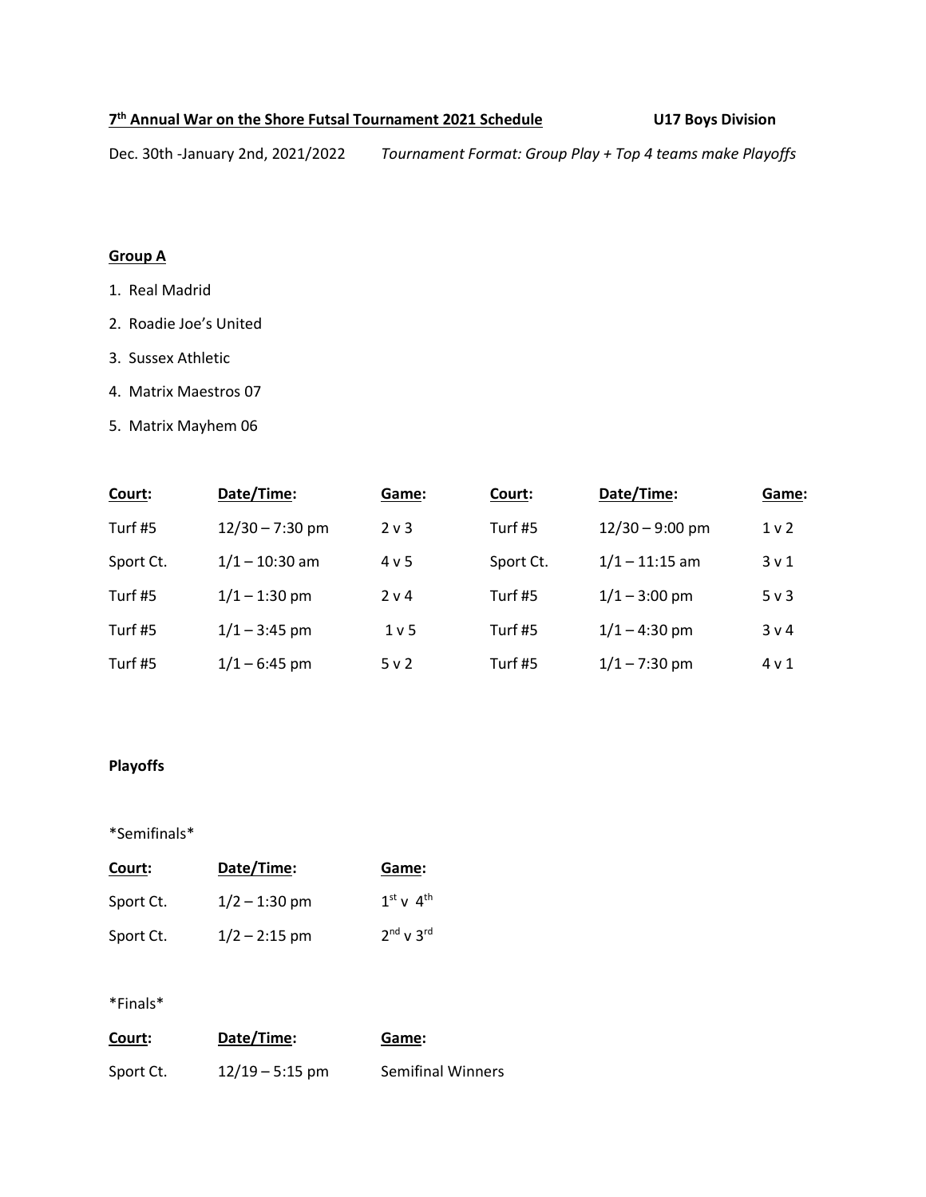**7th Annual War on the Shore Futsal Tournament 2021 Schedule** **U17 Boys Division**

Dec. 30th -January 2nd, 2021/2022 *Tournament Format: Group Play + Top 4 teams make Playoffs*

**Group A**

1. Real Madrid
2. Roadie Joe's United
3. Sussex Athletic
4. Matrix Maestros 07
5. Matrix Mayhem 06

| Court: | Date/Time: | Game: | Court: | Date/Time: | Game: |
|---|---|---|---|---|---|
| Turf #5 | 12/30 – 7:30 pm | 2 v 3 | Turf #5 | 12/30 – 9:00 pm | 1 v 2 |
| Sport Ct. | 1/1 – 10:30 am | 4 v 5 | Sport Ct. | 1/1 – 11:15 am | 3 v 1 |
| Turf #5 | 1/1 – 1:30 pm | 2 v 4 | Turf #5 | 1/1 – 3:00 pm | 5 v 3 |
| Turf #5 | 1/1 – 3:45 pm | 1 v 5 | Turf #5 | 1/1 – 4:30 pm | 3 v 4 |
| Turf #5 | 1/1 – 6:45 pm | 5 v 2 | Turf #5 | 1/1 – 7:30 pm | 4 v 1 |

**Playoffs**

*Semifinals*

| Court: | Date/Time: | Game: |
|---|---|---|
| Sport Ct. | 1/2 – 1:30 pm | 1st v 4th |
| Sport Ct. | 1/2 – 2:15 pm | 2nd v 3rd |

*Finals*

| Court: | Date/Time: | Game: |
|---|---|---|
| Sport Ct. | 12/19 – 5:15 pm | Semifinal Winners |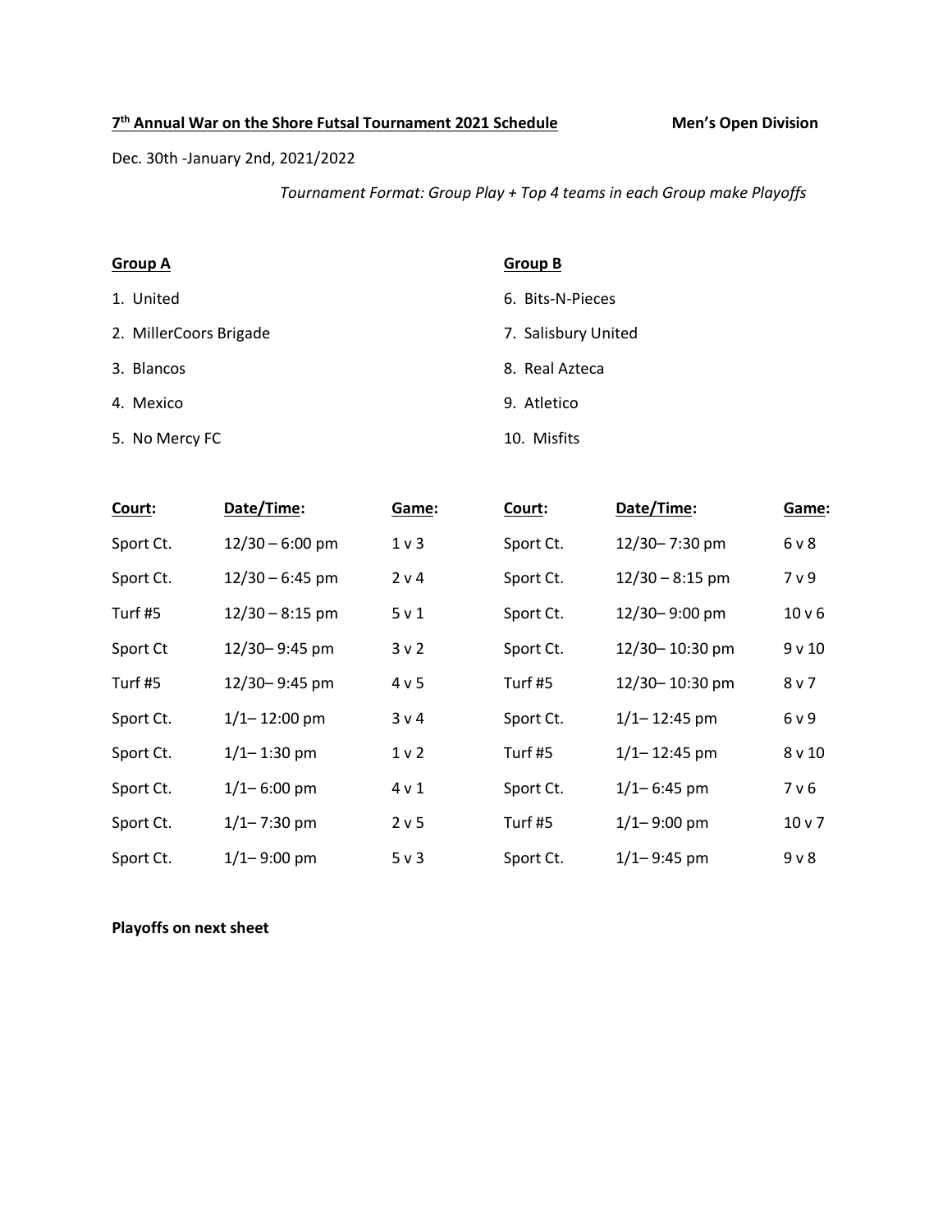**<u>7th Annual War on the Shore Futsal Tournament 2021 Schedule</u>** **Men's Open Division**

Dec. 30th -January 2nd, 2021/2022

*Tournament Format: Group Play + Top 4 teams in each Group make Playoffs*

| **<u>Group A</u>** | **<u>Group B</u>** |
|---|---|
| 1. United | 6. Bits-N-Pieces |
| 2. MillerCoors Brigade | 7. Salisbury United |
| 3. Blancos | 8. Real Azteca |
| 4. Mexico | 9. Atletico |
| 5. No Mercy FC | 10. Misfits |

| **Court:** | **Date/Time:** | **Game:** | **Court:** | **Date/Time:** | **Game:** |
|---|---|---|---|---|---|
| Sport Ct. | 12/30 – 6:00 pm | 1 v 3 | Sport Ct. | 12/30– 7:30 pm | 6 v 8 |
| Sport Ct. | 12/30 – 6:45 pm | 2 v 4 | Sport Ct. | 12/30 – 8:15 pm | 7 v 9 |
| Turf #5 | 12/30 – 8:15 pm | 5 v 1 | Sport Ct. | 12/30– 9:00 pm | 10 v 6 |
| Sport Ct | 12/30– 9:45 pm | 3 v 2 | Sport Ct. | 12/30– 10:30 pm | 9 v 10 |
| Turf #5 | 12/30– 9:45 pm | 4 v 5 | Turf #5 | 12/30– 10:30 pm | 8 v 7 |
| Sport Ct. | 1/1– 12:00 pm | 3 v 4 | Sport Ct. | 1/1– 12:45 pm | 6 v 9 |
| Sport Ct. | 1/1– 1:30 pm | 1 v 2 | Turf #5 | 1/1– 12:45 pm | 8 v 10 |
| Sport Ct. | 1/1– 6:00 pm | 4 v 1 | Sport Ct. | 1/1– 6:45 pm | 7 v 6 |
| Sport Ct. | 1/1– 7:30 pm | 2 v 5 | Turf #5 | 1/1– 9:00 pm | 10 v 7 |
| Sport Ct. | 1/1– 9:00 pm | 5 v 3 | Sport Ct. | 1/1– 9:45 pm | 9 v 8 |

**Playoffs on next sheet**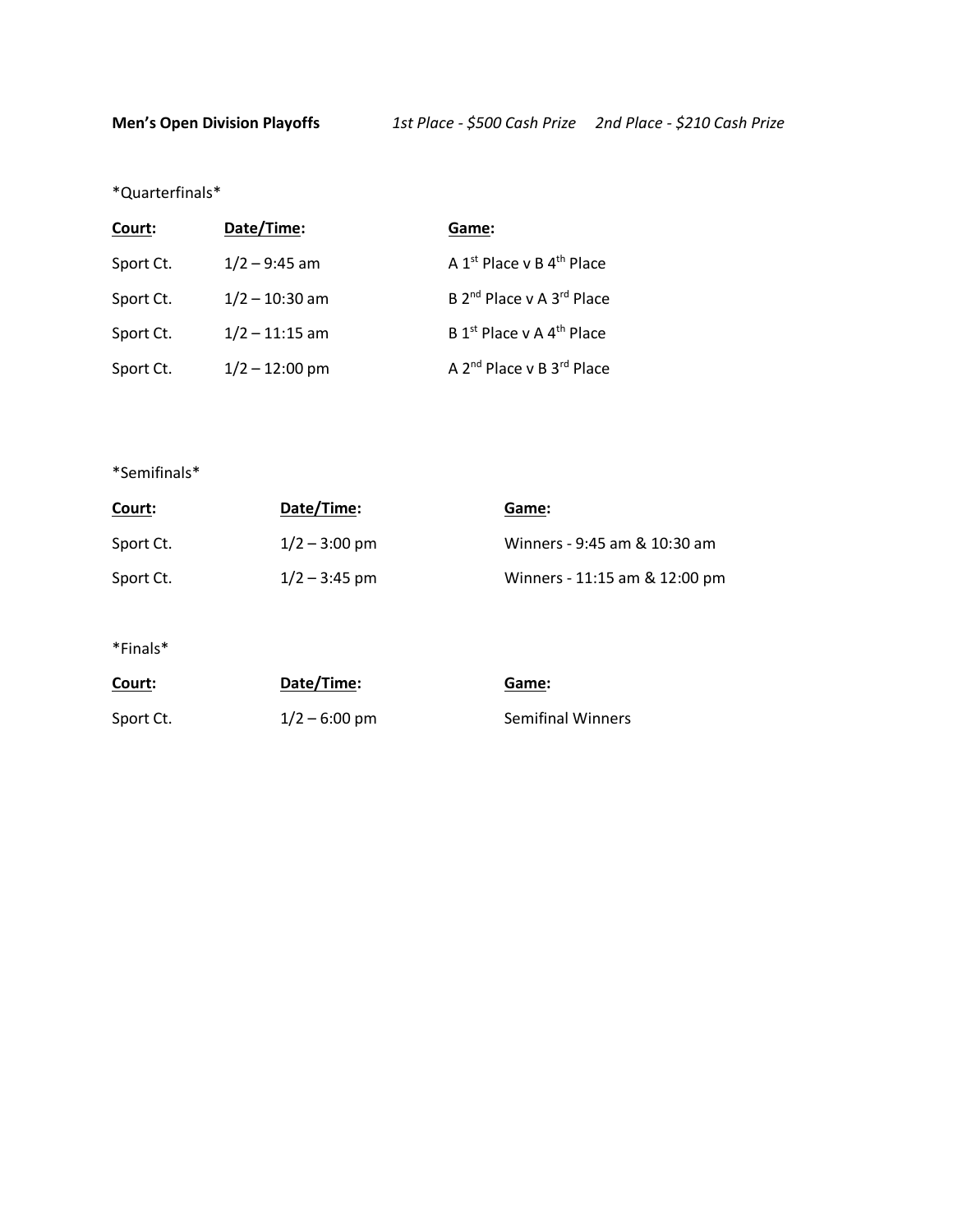**Men's Open Division Playoffs** *1st Place - $500 Cash Prize* *2nd Place - $210 Cash Prize*

\*Quarterfinals\*

| Court: | Date/Time: | Game: |
|---|---|---|
| Sport Ct. | 1/2 – 9:45 am | A 1st Place v B 4th Place |
| Sport Ct. | 1/2 – 10:30 am | B 2nd Place v A 3rd Place |
| Sport Ct. | 1/2 – 11:15 am | B 1st Place v A 4th Place |
| Sport Ct. | 1/2 – 12:00 pm | A 2nd Place v B 3rd Place |

\*Semifinals\*

| Court: | Date/Time: | Game: |
|---|---|---|
| Sport Ct. | 1/2 – 3:00 pm | Winners - 9:45 am & 10:30 am |
| Sport Ct. | 1/2 – 3:45 pm | Winners - 11:15 am & 12:00 pm |

\*Finals\*

| Court: | Date/Time: | Game: |
|---|---|---|
| Sport Ct. | 1/2 – 6:00 pm | Semifinal Winners |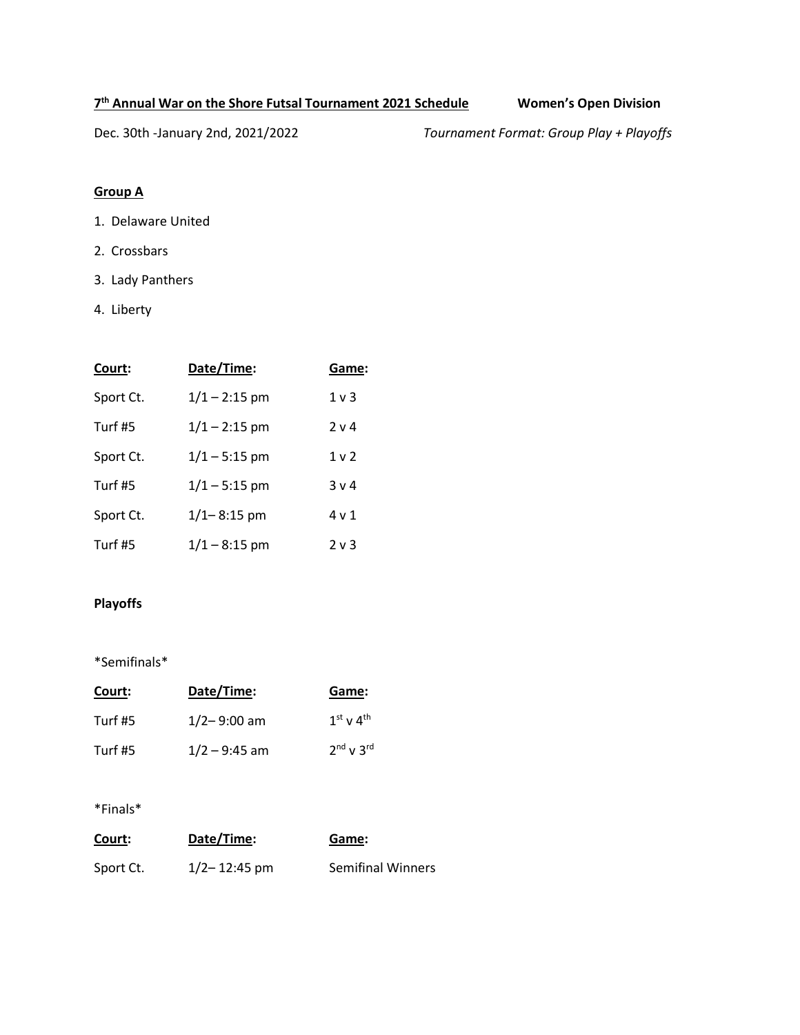**7th Annual War on the Shore Futsal Tournament 2021 Schedule** **Women's Open Division**

Dec. 30th -January 2nd, 2021/2022 *Tournament Format: Group Play + Playoffs*

**Group A**

1. Delaware United
2. Crossbars
3. Lady Panthers
4. Liberty

| Court: | Date/Time: | Game: |
|---|---|---|
| Sport Ct. | 1/1 – 2:15 pm | 1 v 3 |
| Turf #5 | 1/1 – 2:15 pm | 2 v 4 |
| Sport Ct. | 1/1 – 5:15 pm | 1 v 2 |
| Turf #5 | 1/1 – 5:15 pm | 3 v 4 |
| Sport Ct. | 1/1– 8:15 pm | 4 v 1 |
| Turf #5 | 1/1 – 8:15 pm | 2 v 3 |

**Playoffs**

*Semifinals*

| Court: | Date/Time: | Game: |
|---|---|---|
| Turf #5 | 1/2– 9:00 am | 1st v 4th |
| Turf #5 | 1/2 – 9:45 am | 2nd v 3rd |

*Finals*

| Court: | Date/Time: | Game: |
|---|---|---|
| Sport Ct. | 1/2– 12:45 pm | Semifinal Winners |